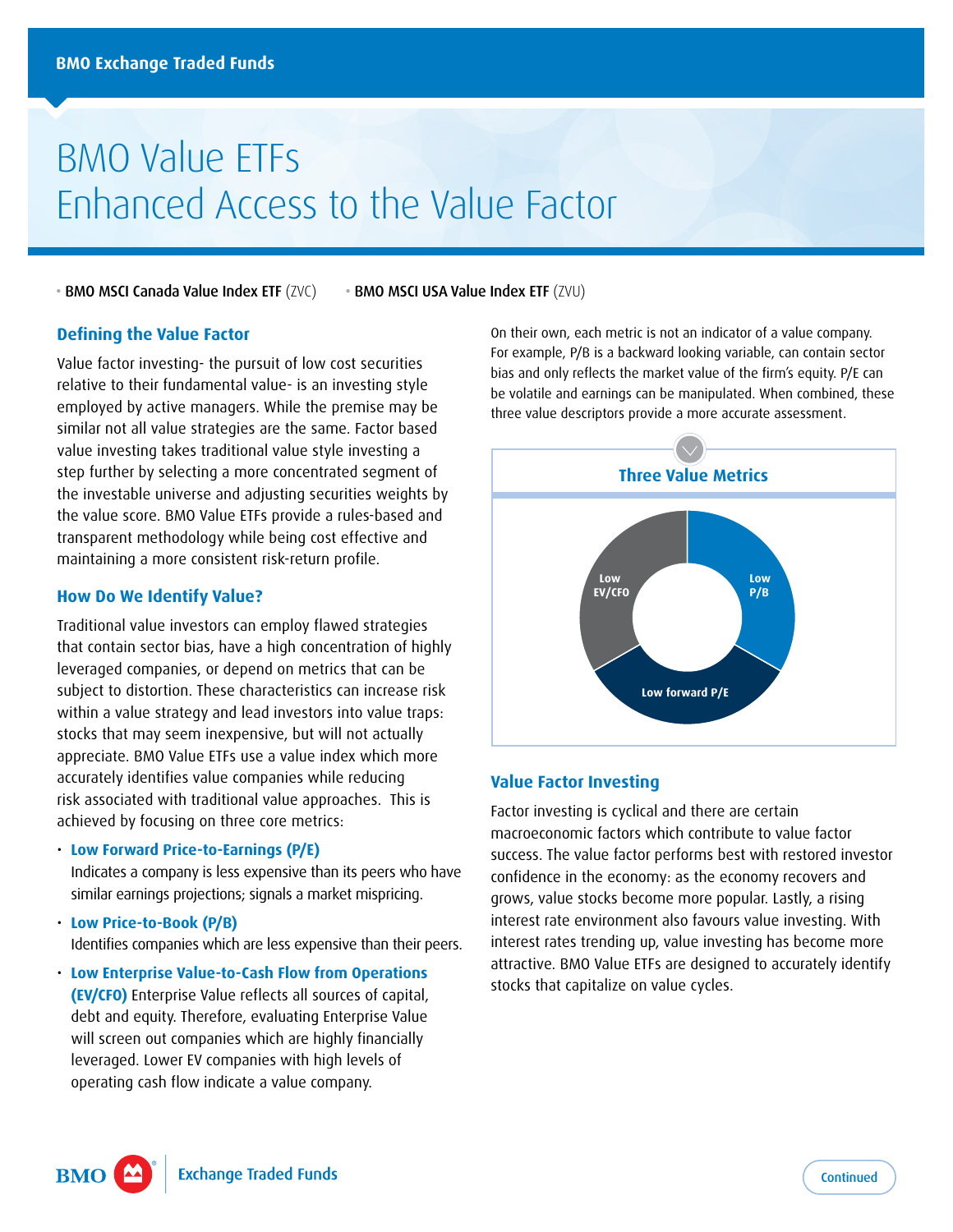# BMO Value ETFs
# Enhanced Access to the Value Factor

- **BMO MSCI Canada Value Index ETF** (ZVC)
- **BMO MSCI USA Value Index ETF** (ZVU)

## Defining the Value Factor

Value factor investing- the pursuit of low cost securities relative to their fundamental value- is an investing style employed by active managers. While the premise may be similar not all value strategies are the same. Factor based value investing takes traditional value style investing a step further by selecting a more concentrated segment of the investable universe and adjusting securities weights by the value score. BMO Value ETFs provide a rules-based and transparent methodology while being cost effective and maintaining a more consistent risk-return profile.

## How Do We Identify Value?

Traditional value investors can employ flawed strategies that contain sector bias, have a high concentration of highly leveraged companies, or depend on metrics that can be subject to distortion. These characteristics can increase risk within a value strategy and lead investors into value traps: stocks that may seem inexpensive, but will not actually appreciate. BMO Value ETFs use a value index which more accurately identifies value companies while reducing risk associated with traditional value approaches. This is achieved by focusing on three core metrics:

- **Low Forward Price-to-Earnings (P/E)**
  Indicates a company is less expensive than its peers who have similar earnings projections; signals a market mispricing.
- **Low Price-to-Book (P/B)**
  Identifies companies which are less expensive than their peers.
- **Low Enterprise Value-to-Cash Flow from Operations (EV/CFO)** Enterprise Value reflects all sources of capital, debt and equity. Therefore, evaluating Enterprise Value will screen out companies which are highly financially leveraged. Lower EV companies with high levels of operating cash flow indicate a value company.

On their own, each metric is not an indicator of a value company. For example, P/B is a backward looking variable, can contain sector bias and only reflects the market value of the firm's equity. P/E can be volatile and earnings can be manipulated. When combined, these three value descriptors provide a more accurate assessment.

### Three Value Metrics

- Low P/B
- Low forward P/E
- Low EV/CFO

## Value Factor Investing

Factor investing is cyclical and there are certain macroeconomic factors which contribute to value factor success. The value factor performs best with restored investor confidence in the economy: as the economy recovers and grows, value stocks become more popular. Lastly, a rising interest rate environment also favours value investing. With interest rates trending up, value investing has become more attractive. BMO Value ETFs are designed to accurately identify stocks that capitalize on value cycles.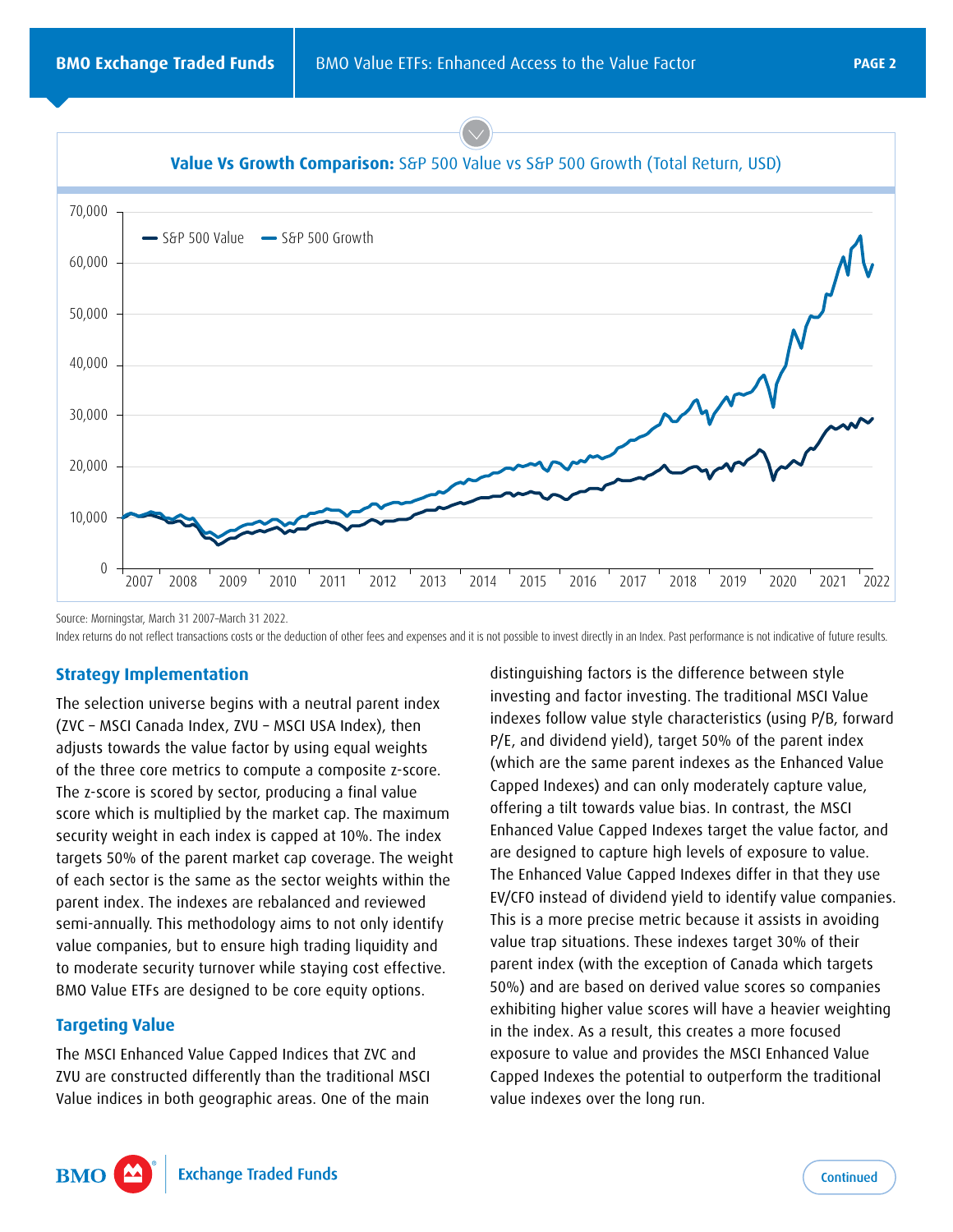**Value Vs Growth Comparison:** S&P 500 Value vs S&P 500 Growth (Total Return, USD)

Source: Morningstar, March 31 2007–March 31 2022.

Index returns do not reflect transactions costs or the deduction of other fees and expenses and it is not possible to invest directly in an Index. Past performance is not indicative of future results.

## Strategy Implementation

The selection universe begins with a neutral parent index (ZVC – MSCI Canada Index, ZVU – MSCI USA Index), then adjusts towards the value factor by using equal weights of the three core metrics to compute a composite z-score. The z-score is scored by sector, producing a final value score which is multiplied by the market cap. The maximum security weight in each index is capped at 10%. The index targets 50% of the parent market cap coverage. The weight of each sector is the same as the sector weights within the parent index. The indexes are rebalanced and reviewed semi-annually. This methodology aims to not only identify value companies, but to ensure high trading liquidity and to moderate security turnover while staying cost effective. BMO Value ETFs are designed to be core equity options.

## Targeting Value

The MSCI Enhanced Value Capped Indices that ZVC and ZVU are constructed differently than the traditional MSCI Value indices in both geographic areas. One of the main distinguishing factors is the difference between style investing and factor investing. The traditional MSCI Value indexes follow value style characteristics (using P/B, forward P/E, and dividend yield), target 50% of the parent index (which are the same parent indexes as the Enhanced Value Capped Indexes) and can only moderately capture value, offering a tilt towards value bias. In contrast, the MSCI Enhanced Value Capped Indexes target the value factor, and are designed to capture high levels of exposure to value. The Enhanced Value Capped Indexes differ in that they use EV/CFO instead of dividend yield to identify value companies. This is a more precise metric because it assists in avoiding value trap situations. These indexes target 30% of their parent index (with the exception of Canada which targets 50%) and are based on derived value scores so companies exhibiting higher value scores will have a heavier weighting in the index. As a result, this creates a more focused exposure to value and provides the MSCI Enhanced Value Capped Indexes the potential to outperform the traditional value indexes over the long run.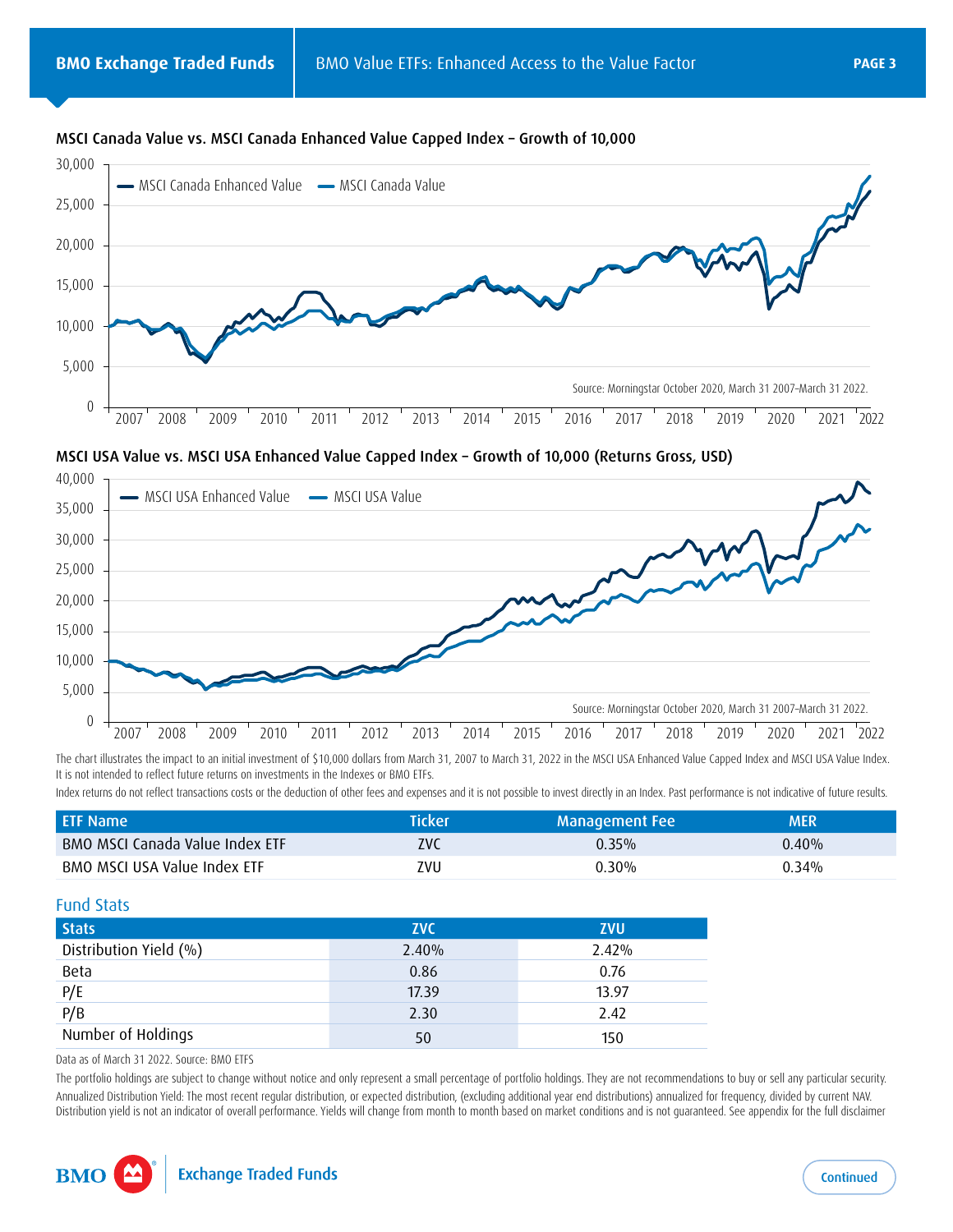## MSCI Canada Value vs. MSCI Canada Enhanced Value Capped Index – Growth of 10,000

Source: Morningstar October 2020, March 31 2007–March 31 2022.

## MSCI USA Value vs. MSCI USA Enhanced Value Capped Index – Growth of 10,000 (Returns Gross, USD)

Source: Morningstar October 2020, March 31 2007–March 31 2022.

The chart illustrates the impact to an initial investment of $10,000 dollars from March 31, 2007 to March 31, 2022 in the MSCI USA Enhanced Value Capped Index and MSCI USA Value Index. It is not intended to reflect future returns on investments in the Indexes or BMO ETFs.

Index returns do not reflect transactions costs or the deduction of other fees and expenses and it is not possible to invest directly in an Index. Past performance is not indicative of future results.

| ETF Name | Ticker | Management Fee | MER |
|---|---|---|---|
| BMO MSCI Canada Value Index ETF | ZVC | 0.35% | 0.40% |
| BMO MSCI USA Value Index ETF | ZVU | 0.30% | 0.34% |

### Fund Stats

| Stats | ZVC | ZVU |
|---|---|---|
| Distribution Yield (%) | 2.40% | 2.42% |
| Beta | 0.86 | 0.76 |
| P/E | 17.39 | 13.97 |
| P/B | 2.30 | 2.42 |
| Number of Holdings | 50 | 150 |

Data as of March 31 2022. Source: BMO ETFS

The portfolio holdings are subject to change without notice and only represent a small percentage of portfolio holdings. They are not recommendations to buy or sell any particular security.

Annualized Distribution Yield: The most recent regular distribution, or expected distribution, (excluding additional year end distributions) annualized for frequency, divided by current NAV. Distribution yield is not an indicator of overall performance. Yields will change from month to month based on market conditions and is not guaranteed. See appendix for the full disclaimer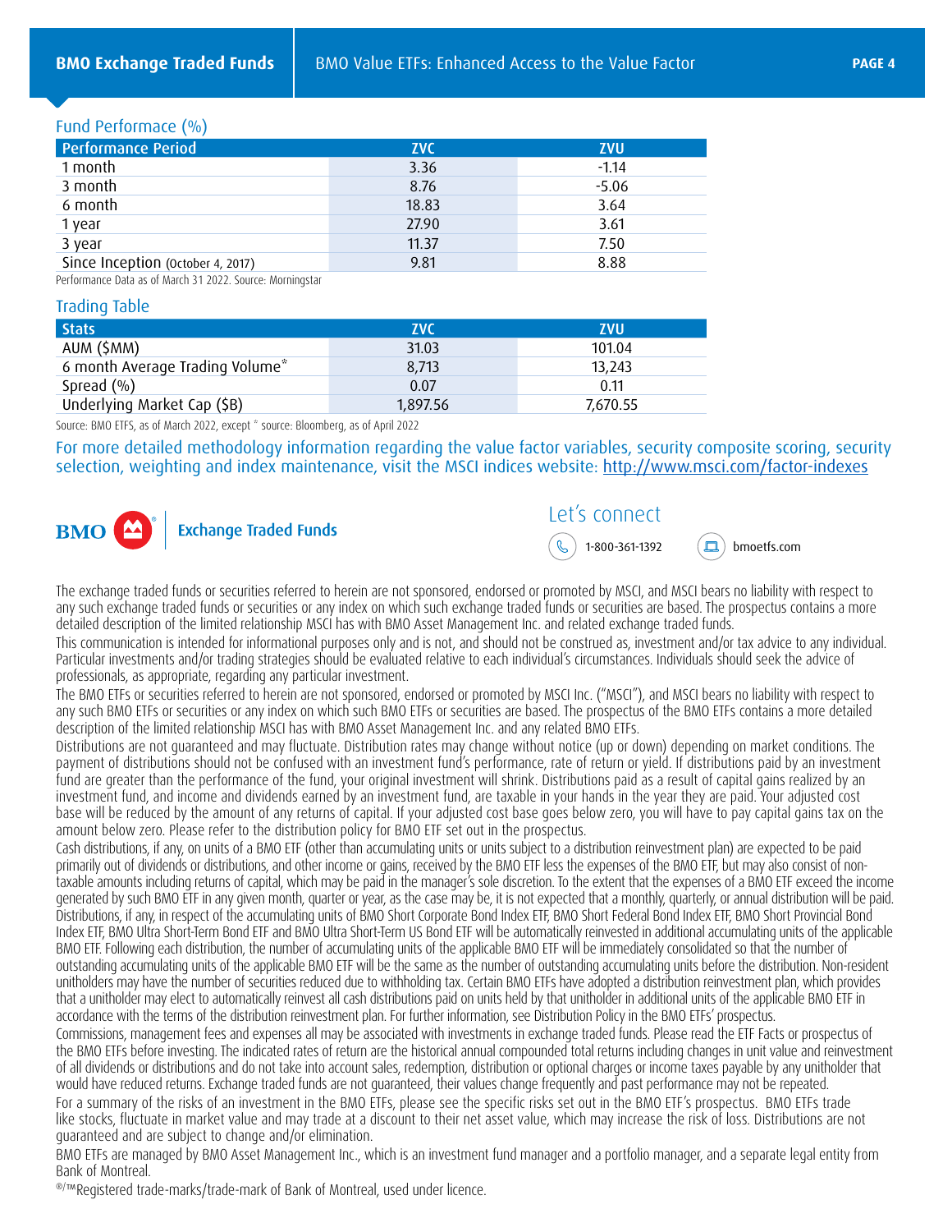## Fund Performance (%)

| Performance Period | ZVC | ZVU |
|---|---|---|
| 1 month | 3.36 | -1.14 |
| 3 month | 8.76 | -5.06 |
| 6 month | 18.83 | 3.64 |
| 1 year | 27.90 | 3.61 |
| 3 year | 11.37 | 7.50 |
| Since Inception (October 4, 2017) | 9.81 | 8.88 |

Performance Data as of March 31 2022. Source: Morningstar

## Trading Table

| Stats | ZVC | ZVU |
|---|---|---|
| AUM ($MM) | 31.03 | 101.04 |
| 6 month Average Trading Volume* | 8,713 | 13,243 |
| Spread (%) | 0.07 | 0.11 |
| Underlying Market Cap ($B) | 1,897.56 | 7,670.55 |

Source: BMO ETFS, as of March 2022, except * source: Bloomberg, as of April 2022

For more detailed methodology information regarding the value factor variables, security composite scoring, security selection, weighting and index maintenance, visit the MSCI indices website: http://www.msci.com/factor-indexes

BMO Exchange Traded Funds

Let's connect

1-800-361-1392

bmoetfs.com

The exchange traded funds or securities referred to herein are not sponsored, endorsed or promoted by MSCI, and MSCI bears no liability with respect to any such exchange traded funds or securities or any index on which such exchange traded funds or securities are based. The prospectus contains a more detailed description of the limited relationship MSCI has with BMO Asset Management Inc. and related exchange traded funds.

This communication is intended for informational purposes only and is not, and should not be construed as, investment and/or tax advice to any individual. Particular investments and/or trading strategies should be evaluated relative to each individual's circumstances. Individuals should seek the advice of professionals, as appropriate, regarding any particular investment.

The BMO ETFs or securities referred to herein are not sponsored, endorsed or promoted by MSCI Inc. ("MSCI"), and MSCI bears no liability with respect to any such BMO ETFs or securities or any index on which such BMO ETFs or securities are based. The prospectus of the BMO ETFs contains a more detailed description of the limited relationship MSCI has with BMO Asset Management Inc. and any related BMO ETFs.

Distributions are not guaranteed and may fluctuate. Distribution rates may change without notice (up or down) depending on market conditions. The payment of distributions should not be confused with an investment fund's performance, rate of return or yield. If distributions paid by an investment fund are greater than the performance of the fund, your original investment will shrink. Distributions paid as a result of capital gains realized by an investment fund, and income and dividends earned by an investment fund, are taxable in your hands in the year they are paid. Your adjusted cost base will be reduced by the amount of any returns of capital. If your adjusted cost base goes below zero, you will have to pay capital gains tax on the amount below zero. Please refer to the distribution policy for BMO ETF set out in the prospectus.

Cash distributions, if any, on units of a BMO ETF (other than accumulating units or units subject to a distribution reinvestment plan) are expected to be paid primarily out of dividends or distributions, and other income or gains, received by the BMO ETF less the expenses of the BMO ETF, but may also consist of non-taxable amounts including returns of capital, which may be paid in the manager's sole discretion. To the extent that the expenses of a BMO ETF exceed the income generated by such BMO ETF in any given month, quarter or year, as the case may be, it is not expected that a monthly, quarterly, or annual distribution will be paid. Distributions, if any, in respect of the accumulating units of BMO Short Corporate Bond Index ETF, BMO Short Federal Bond Index ETF, BMO Short Provincial Bond Index ETF, BMO Ultra Short-Term Bond ETF and BMO Ultra Short-Term US Bond ETF will be automatically reinvested in additional accumulating units of the applicable BMO ETF. Following each distribution, the number of accumulating units of the applicable BMO ETF will be immediately consolidated so that the number of outstanding accumulating units of the applicable BMO ETF will be the same as the number of outstanding accumulating units before the distribution. Non-resident unitholders may have the number of securities reduced due to withholding tax. Certain BMO ETFs have adopted a distribution reinvestment plan, which provides that a unitholder may elect to automatically reinvest all cash distributions paid on units held by that unitholder in additional units of the applicable BMO ETF in accordance with the terms of the distribution reinvestment plan. For further information, see Distribution Policy in the BMO ETFs' prospectus.

Commissions, management fees and expenses all may be associated with investments in exchange traded funds. Please read the ETF Facts or prospectus of the BMO ETFs before investing. The indicated rates of return are the historical annual compounded total returns including changes in unit value and reinvestment of all dividends or distributions and do not take into account sales, redemption, distribution or optional charges or income taxes payable by any unitholder that would have reduced returns. Exchange traded funds are not guaranteed, their values change frequently and past performance may not be repeated.

For a summary of the risks of an investment in the BMO ETFs, please see the specific risks set out in the BMO ETF's prospectus. BMO ETFs trade like stocks, fluctuate in market value and may trade at a discount to their net asset value, which may increase the risk of loss. Distributions are not guaranteed and are subject to change and/or elimination.

BMO ETFs are managed by BMO Asset Management Inc., which is an investment fund manager and a portfolio manager, and a separate legal entity from Bank of Montreal.

®/™Registered trade-marks/trade-mark of Bank of Montreal, used under licence.